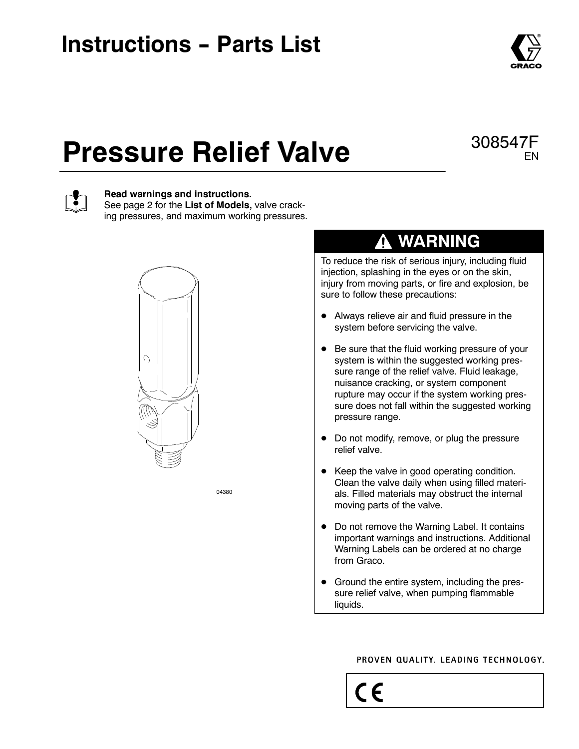# Instructions – Parts List

# Pressure Relief Valve

308547F
EN

**Read warnings and instructions.**
See page 2 for the **List of Models,** valve cracking pressures, and maximum working pressures.

04380

## ⚠ WARNING

To reduce the risk of serious injury, including fluid injection, splashing in the eyes or on the skin, injury from moving parts, or fire and explosion, be sure to follow these precautions:

- Always relieve air and fluid pressure in the system before servicing the valve.
- Be sure that the fluid working pressure of your system is within the suggested working pressure range of the relief valve. Fluid leakage, nuisance cracking, or system component rupture may occur if the system working pressure does not fall within the suggested working pressure range.
- Do not modify, remove, or plug the pressure relief valve.
- Keep the valve in good operating condition. Clean the valve daily when using filled materials. Filled materials may obstruct the internal moving parts of the valve.
- Do not remove the Warning Label. It contains important warnings and instructions. Additional Warning Labels can be ordered at no charge from Graco.
- Ground the entire system, including the pressure relief valve, when pumping flammable liquids.

PROVEN QUALITY. LEADING TECHNOLOGY.

CE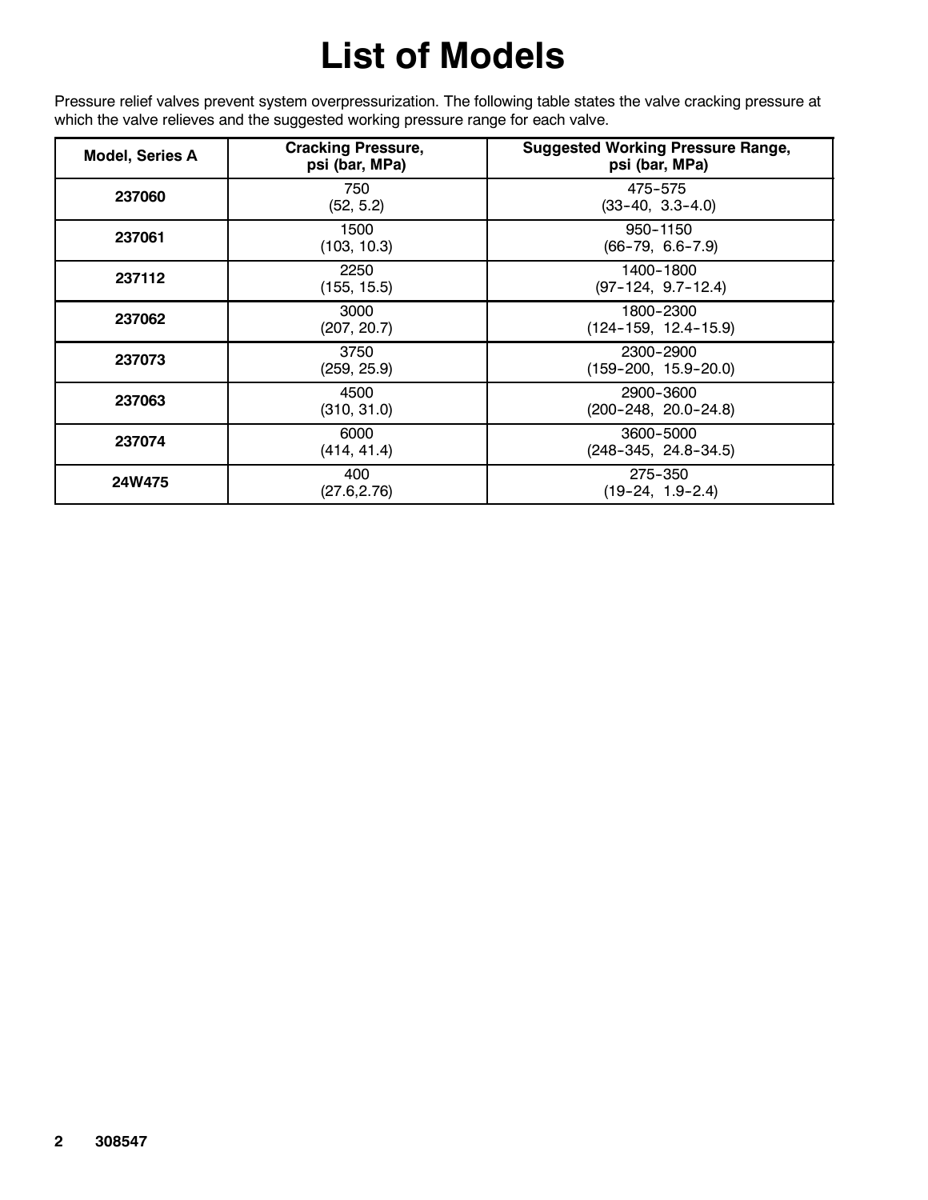# List of Models

Pressure relief valves prevent system overpressurization. The following table states the valve cracking pressure at which the valve relieves and the suggested working pressure range for each valve.

| Model, Series A | Cracking Pressure, psi (bar, MPa) | Suggested Working Pressure Range, psi (bar, MPa) |
|---|---|---|
| **237060** | 750 (52, 5.2) | 475–575 (33–40, 3.3–4.0) |
| **237061** | 1500 (103, 10.3) | 950–1150 (66–79, 6.6–7.9) |
| **237112** | 2250 (155, 15.5) | 1400–1800 (97–124, 9.7–12.4) |
| **237062** | 3000 (207, 20.7) | 1800–2300 (124–159, 12.4–15.9) |
| **237073** | 3750 (259, 25.9) | 2300–2900 (159–200, 15.9–20.0) |
| **237063** | 4500 (310, 31.0) | 2900–3600 (200–248, 20.0–24.8) |
| **237074** | 6000 (414, 41.4) | 3600–5000 (248–345, 24.8–34.5) |
| **24W475** | 400 (27.6,2.76) | 275–350 (19–24, 1.9–2.4) |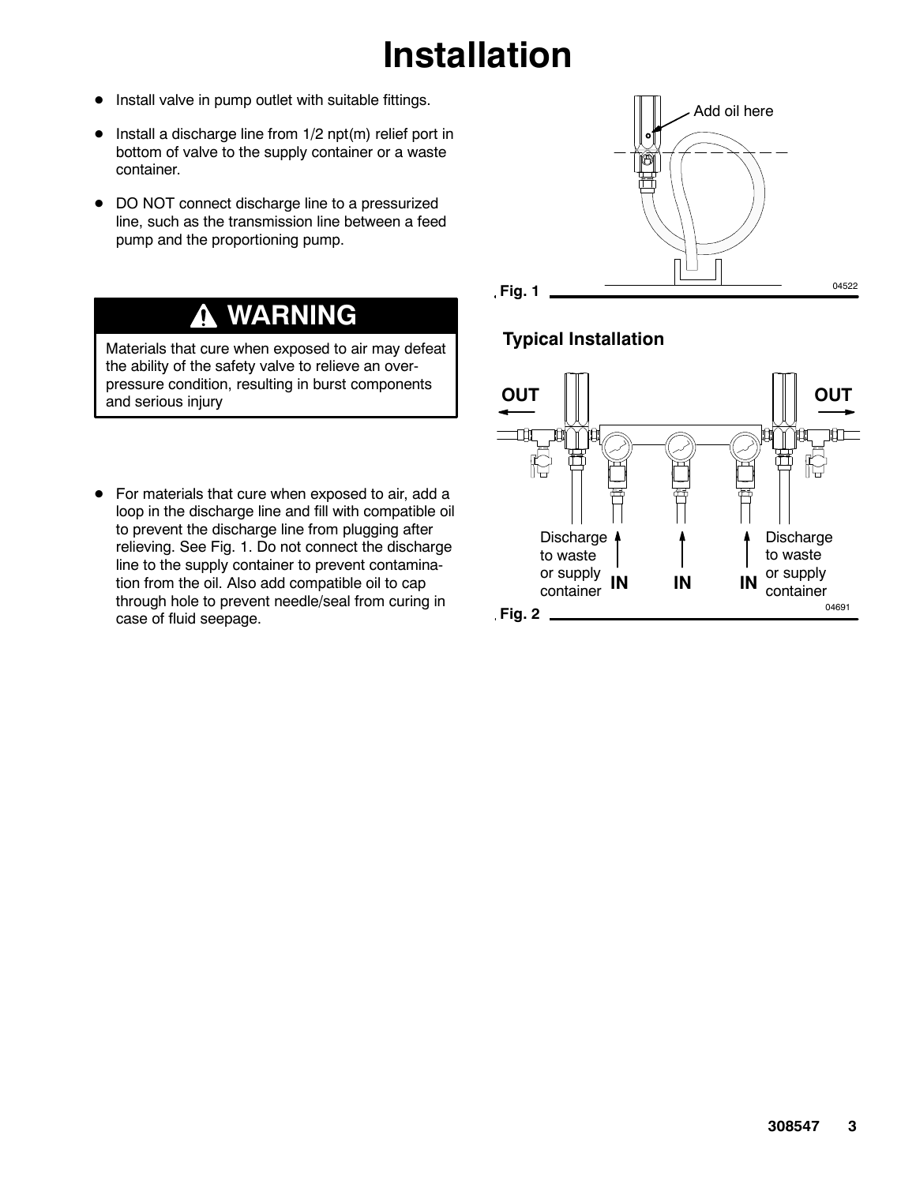# Installation

- Install valve in pump outlet with suitable fittings.
- Install a discharge line from 1/2 npt(m) relief port in bottom of valve to the supply container or a waste container.
- DO NOT connect discharge line to a pressurized line, such as the transmission line between a feed pump and the proportioning pump.

> **⚠ WARNING**
>
> Materials that cure when exposed to air may defeat the ability of the safety valve to relieve an over-pressure condition, resulting in burst components and serious injury

- For materials that cure when exposed to air, add a loop in the discharge line and fill with compatible oil to prevent the discharge line from plugging after relieving. See Fig. 1. Do not connect the discharge line to the supply container to prevent contamination from the oil. Also add compatible oil to cap through hole to prevent needle/seal from curing in case of fluid seepage.

Add oil here

04522

Fig. 1

**Typical Installation**

OUT

OUT

Discharge to waste or supply container

IN

IN

IN

Discharge to waste or supply container

04691

Fig. 2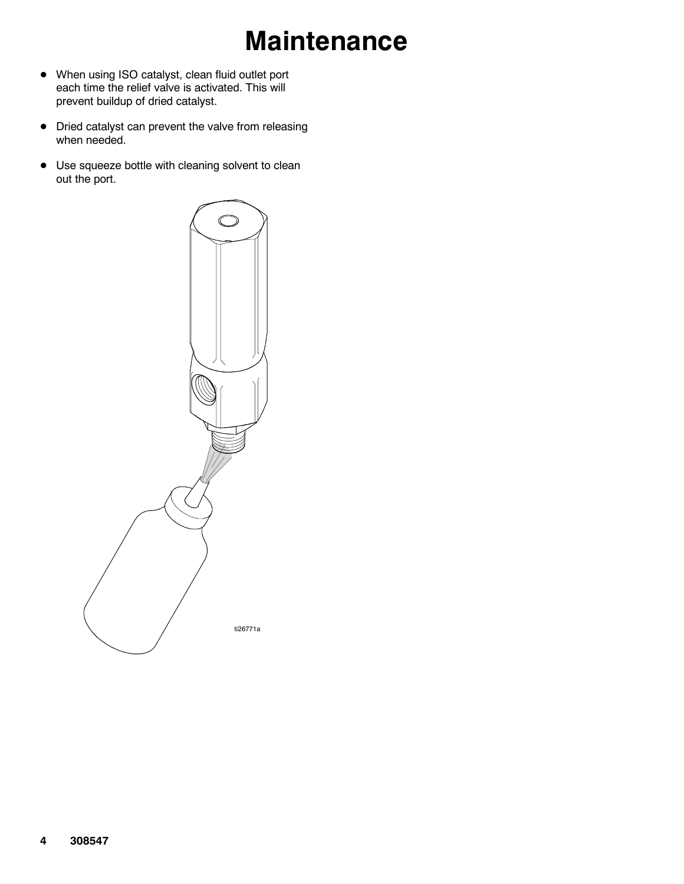# Maintenance

- When using ISO catalyst, clean fluid outlet port each time the relief valve is activated. This will prevent buildup of dried catalyst.
- Dried catalyst can prevent the valve from releasing when needed.
- Use squeeze bottle with cleaning solvent to clean out the port.

ti26771a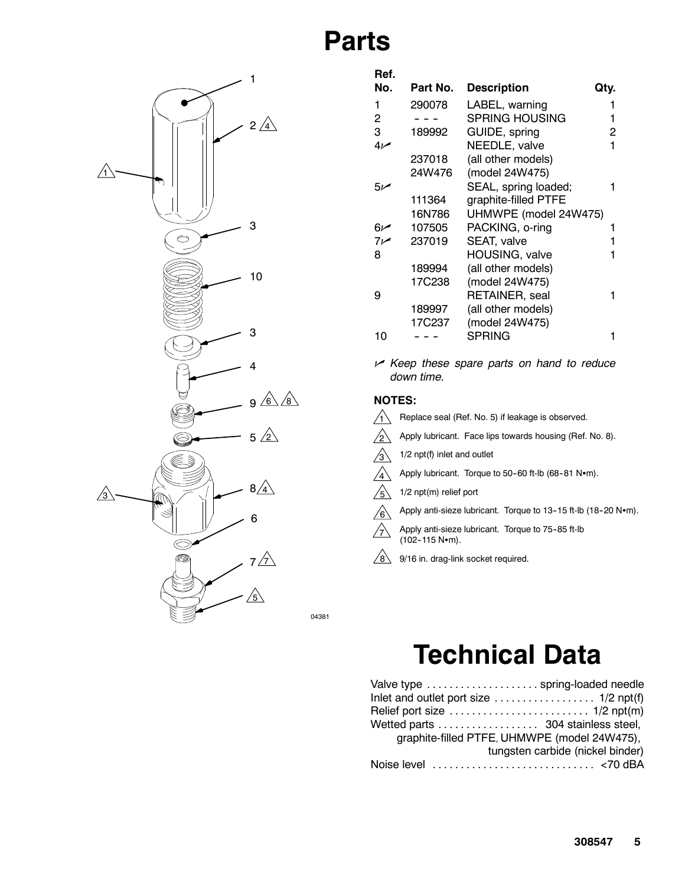# Parts

| Ref. No. | Part No. | Description | Qty. |
|---|---|---|---|
| 1 | 290078 | LABEL, warning | 1 |
| 2 | – – – | SPRING HOUSING | 1 |
| 3 | 189992 | GUIDE, spring | 2 |
| 4✓ | | NEEDLE, valve | 1 |
| | 237018 | (all other models) | |
| | 24W476 | (model 24W475) | |
| 5✓ | | SEAL, spring loaded; | 1 |
| | 111364 | graphite-filled PTFE | |
| | 16N786 | UHMWPE (model 24W475) | |
| 6✓ | 107505 | PACKING, o-ring | 1 |
| 7✓ | 237019 | SEAT, valve | 1 |
| 8 | | HOUSING, valve | 1 |
| | 189994 | (all other models) | |
| | 17C238 | (model 24W475) | |
| 9 | | RETAINER, seal | 1 |
| | 189997 | (all other models) | |
| | 17C237 | (model 24W475) | |
| 10 | – – – | SPRING | 1 |

✓ *Keep these spare parts on hand to reduce down time.*

**NOTES:**

1. Replace seal (Ref. No. 5) if leakage is observed.
2. Apply lubricant. Face lips towards housing (Ref. No. 8).
3. 1/2 npt(f) inlet and outlet
4. Apply lubricant. Torque to 50-60 ft-lb (68-81 N•m).
5. 1/2 npt(m) relief port
6. Apply anti-sieze lubricant. Torque to 13-15 ft-lb (18-20 N•m).
7. Apply anti-sieze lubricant. Torque to 75-85 ft-lb (102-115 N•m).
8. 9/16 in. drag-link socket required.

# Technical Data

Valve type .................... spring-loaded needle
Inlet and outlet port size .................. 1/2 npt(f)
Relief port size ......................... 1/2 npt(m)
Wetted parts .................. 304 stainless steel, graphite-filled PTFE, UHMWPE (model 24W475), tungsten carbide (nickel binder)
Noise level ............................. <70 dBA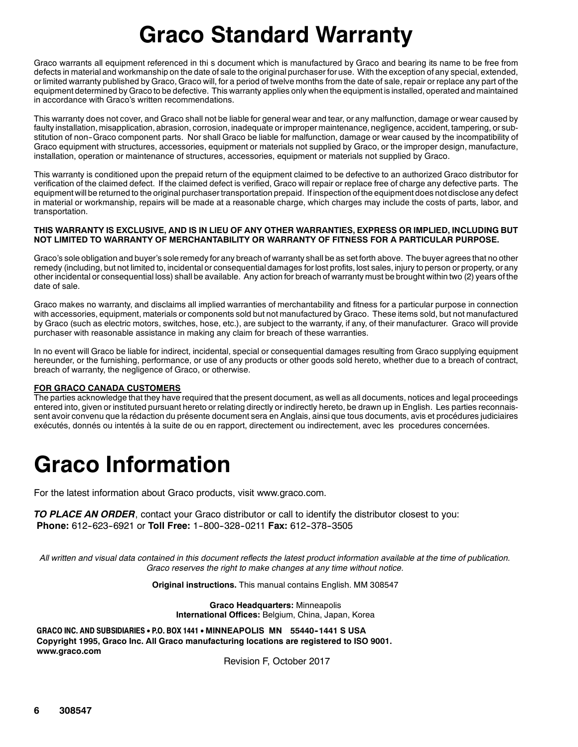# Graco Standard Warranty

Graco warrants all equipment referenced in thi s document which is manufactured by Graco and bearing its name to be free from defects in material and workmanship on the date of sale to the original purchaser for use. With the exception of any special, extended, or limited warranty published by Graco, Graco will, for a period of twelve months from the date of sale, repair or replace any part of the equipment determined by Graco to be defective. This warranty applies only when the equipment is installed, operated and maintained in accordance with Graco's written recommendations.

This warranty does not cover, and Graco shall not be liable for general wear and tear, or any malfunction, damage or wear caused by faulty installation, misapplication, abrasion, corrosion, inadequate or improper maintenance, negligence, accident, tampering, or substitution of non-Graco component parts. Nor shall Graco be liable for malfunction, damage or wear caused by the incompatibility of Graco equipment with structures, accessories, equipment or materials not supplied by Graco, or the improper design, manufacture, installation, operation or maintenance of structures, accessories, equipment or materials not supplied by Graco.

This warranty is conditioned upon the prepaid return of the equipment claimed to be defective to an authorized Graco distributor for verification of the claimed defect. If the claimed defect is verified, Graco will repair or replace free of charge any defective parts. The equipment will be returned to the original purchaser transportation prepaid. If inspection of the equipment does not disclose any defect in material or workmanship, repairs will be made at a reasonable charge, which charges may include the costs of parts, labor, and transportation.

**THIS WARRANTY IS EXCLUSIVE, AND IS IN LIEU OF ANY OTHER WARRANTIES, EXPRESS OR IMPLIED, INCLUDING BUT NOT LIMITED TO WARRANTY OF MERCHANTABILITY OR WARRANTY OF FITNESS FOR A PARTICULAR PURPOSE.**

Graco's sole obligation and buyer's sole remedy for any breach of warranty shall be as set forth above. The buyer agrees that no other remedy (including, but not limited to, incidental or consequential damages for lost profits, lost sales, injury to person or property, or any other incidental or consequential loss) shall be available. Any action for breach of warranty must be brought within two (2) years of the date of sale.

Graco makes no warranty, and disclaims all implied warranties of merchantability and fitness for a particular purpose in connection with accessories, equipment, materials or components sold but not manufactured by Graco. These items sold, but not manufactured by Graco (such as electric motors, switches, hose, etc.), are subject to the warranty, if any, of their manufacturer. Graco will provide purchaser with reasonable assistance in making any claim for breach of these warranties.

In no event will Graco be liable for indirect, incidental, special or consequential damages resulting from Graco supplying equipment hereunder, or the furnishing, performance, or use of any products or other goods sold hereto, whether due to a breach of contract, breach of warranty, the negligence of Graco, or otherwise.

**FOR GRACO CANADA CUSTOMERS**

The parties acknowledge that they have required that the present document, as well as all documents, notices and legal proceedings entered into, given or instituted pursuant hereto or relating directly or indirectly hereto, be drawn up in English. Les parties reconnaissent avoir convenu que la rédaction du présente document sera en Anglais, ainsi que tous documents, avis et procédures judiciaires exécutés, donnés ou intentés à la suite de ou en rapport, directement ou indirectement, avec les procedures concernées.

# Graco Information

For the latest information about Graco products, visit www.graco.com.

***TO PLACE AN ORDER***, contact your Graco distributor or call to identify the distributor closest to you:
**Phone:** 612-623-6921 or **Toll Free:** 1-800-328-0211 **Fax:** 612-378-3505

*All written and visual data contained in this document reflects the latest product information available at the time of publication. Graco reserves the right to make changes at any time without notice.*

**Original instructions.** This manual contains English. MM 308547

**Graco Headquarters:** Minneapolis
**International Offices:** Belgium, China, Japan, Korea

**GRACO INC. AND SUBSIDIARIES • P.O. BOX 1441 • MINNEAPOLIS MN 55440-1441 S USA**
**Copyright 1995, Graco Inc. All Graco manufacturing locations are registered to ISO 9001.**
**www.graco.com**

Revision F, October 2017